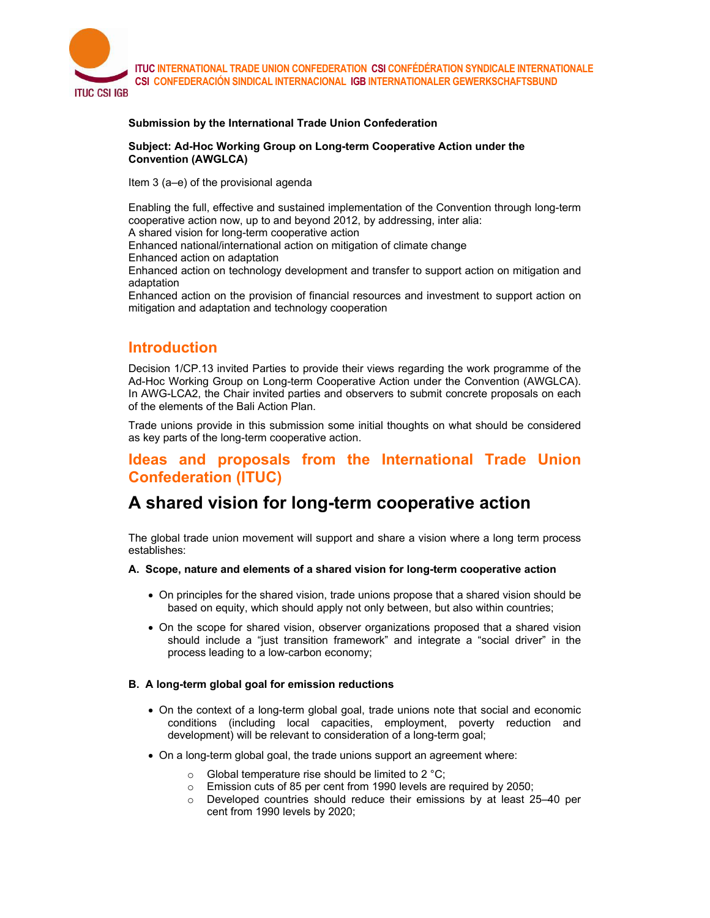ITUC INTERNATIONAL TRADE UNION CONFEDERATION CSI CONFÉDÉRATION SYNDICALE INTERNATIONALE
CSI CONFEDERACIÓN SINDICAL INTERNACIONAL IGB INTERNATIONALER GEWERKSCHAFTSBUND

**Submission by the International Trade Union Confederation**

**Subject: Ad-Hoc Working Group on Long-term Cooperative Action under the Convention (AWGLCA)**

Item 3 (a–e) of the provisional agenda

Enabling the full, effective and sustained implementation of the Convention through long-term cooperative action now, up to and beyond 2012, by addressing, inter alia:
A shared vision for long-term cooperative action
Enhanced national/international action on mitigation of climate change
Enhanced action on adaptation
Enhanced action on technology development and transfer to support action on mitigation and adaptation
Enhanced action on the provision of financial resources and investment to support action on mitigation and adaptation and technology cooperation

## Introduction

Decision 1/CP.13 invited Parties to provide their views regarding the work programme of the Ad-Hoc Working Group on Long-term Cooperative Action under the Convention (AWGLCA). In AWG-LCA2, the Chair invited parties and observers to submit concrete proposals on each of the elements of the Bali Action Plan.

Trade unions provide in this submission some initial thoughts on what should be considered as key parts of the long-term cooperative action.

## Ideas and proposals from the International Trade Union Confederation (ITUC)

# A shared vision for long-term cooperative action

The global trade union movement will support and share a vision where a long term process establishes:

**A. Scope, nature and elements of a shared vision for long-term cooperative action**

- On principles for the shared vision, trade unions propose that a shared vision should be based on equity, which should apply not only between, but also within countries;
- On the scope for shared vision, observer organizations proposed that a shared vision should include a "just transition framework" and integrate a "social driver" in the process leading to a low-carbon economy;

**B. A long-term global goal for emission reductions**

- On the context of a long-term global goal, trade unions note that social and economic conditions (including local capacities, employment, poverty reduction and development) will be relevant to consideration of a long-term goal;
- On a long-term global goal, the trade unions support an agreement where:
  - Global temperature rise should be limited to 2 °C;
  - Emission cuts of 85 per cent from 1990 levels are required by 2050;
  - Developed countries should reduce their emissions by at least 25–40 per cent from 1990 levels by 2020;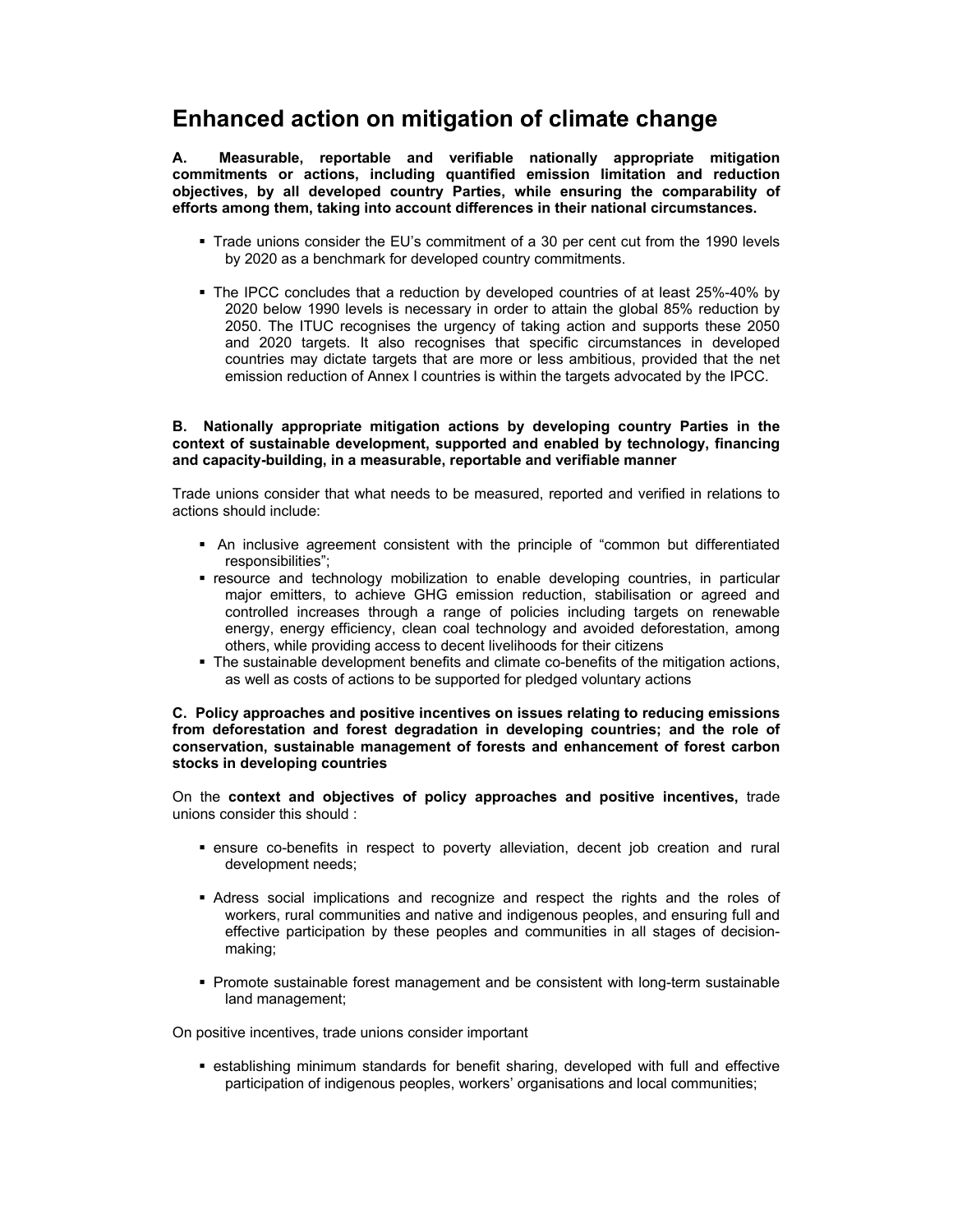# Enhanced action on mitigation of climate change

**A. Measurable, reportable and verifiable nationally appropriate mitigation commitments or actions, including quantified emission limitation and reduction objectives, by all developed country Parties, while ensuring the comparability of efforts among them, taking into account differences in their national circumstances.**

- Trade unions consider the EU's commitment of a 30 per cent cut from the 1990 levels by 2020 as a benchmark for developed country commitments.

- The IPCC concludes that a reduction by developed countries of at least 25%-40% by 2020 below 1990 levels is necessary in order to attain the global 85% reduction by 2050. The ITUC recognises the urgency of taking action and supports these 2050 and 2020 targets. It also recognises that specific circumstances in developed countries may dictate targets that are more or less ambitious, provided that the net emission reduction of Annex I countries is within the targets advocated by the IPCC.

**B. Nationally appropriate mitigation actions by developing country Parties in the context of sustainable development, supported and enabled by technology, financing and capacity-building, in a measurable, reportable and verifiable manner**

Trade unions consider that what needs to be measured, reported and verified in relations to actions should include:

- An inclusive agreement consistent with the principle of "common but differentiated responsibilities";
- resource and technology mobilization to enable developing countries, in particular major emitters, to achieve GHG emission reduction, stabilisation or agreed and controlled increases through a range of policies including targets on renewable energy, energy efficiency, clean coal technology and avoided deforestation, among others, while providing access to decent livelihoods for their citizens
- The sustainable development benefits and climate co-benefits of the mitigation actions, as well as costs of actions to be supported for pledged voluntary actions

**C. Policy approaches and positive incentives on issues relating to reducing emissions from deforestation and forest degradation in developing countries; and the role of conservation, sustainable management of forests and enhancement of forest carbon stocks in developing countries**

On the **context and objectives of policy approaches and positive incentives,** trade unions consider this should :

- ensure co-benefits in respect to poverty alleviation, decent job creation and rural development needs;

- Adress social implications and recognize and respect the rights and the roles of workers, rural communities and native and indigenous peoples, and ensuring full and effective participation by these peoples and communities in all stages of decision-making;

- Promote sustainable forest management and be consistent with long-term sustainable land management;

On positive incentives, trade unions consider important

- establishing minimum standards for benefit sharing, developed with full and effective participation of indigenous peoples, workers' organisations and local communities;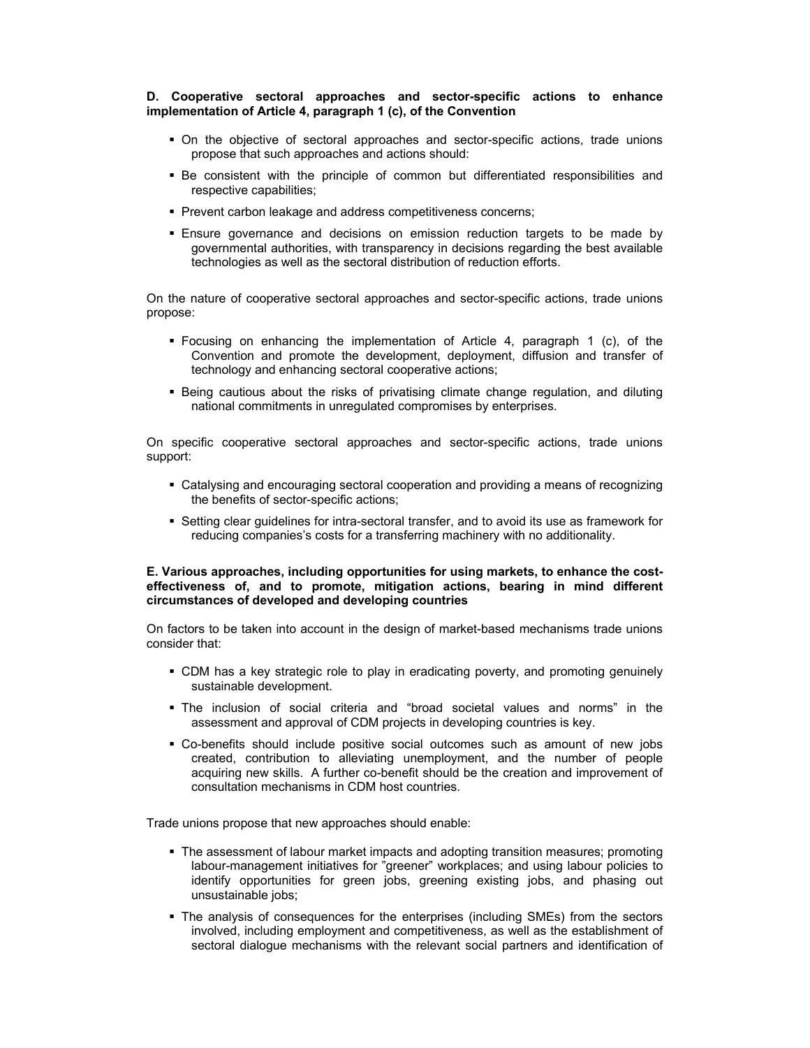**D. Cooperative sectoral approaches and sector-specific actions to enhance implementation of Article 4, paragraph 1 (c), of the Convention**

- On the objective of sectoral approaches and sector-specific actions, trade unions propose that such approaches and actions should:
- Be consistent with the principle of common but differentiated responsibilities and respective capabilities;
- Prevent carbon leakage and address competitiveness concerns;
- Ensure governance and decisions on emission reduction targets to be made by governmental authorities, with transparency in decisions regarding the best available technologies as well as the sectoral distribution of reduction efforts.

On the nature of cooperative sectoral approaches and sector-specific actions, trade unions propose:

- Focusing on enhancing the implementation of Article 4, paragraph 1 (c), of the Convention and promote the development, deployment, diffusion and transfer of technology and enhancing sectoral cooperative actions;
- Being cautious about the risks of privatising climate change regulation, and diluting national commitments in unregulated compromises by enterprises.

On specific cooperative sectoral approaches and sector-specific actions, trade unions support:

- Catalysing and encouraging sectoral cooperation and providing a means of recognizing the benefits of sector-specific actions;
- Setting clear guidelines for intra-sectoral transfer, and to avoid its use as framework for reducing companies's costs for a transferring machinery with no additionality.

**E. Various approaches, including opportunities for using markets, to enhance the cost-effectiveness of, and to promote, mitigation actions, bearing in mind different circumstances of developed and developing countries**

On factors to be taken into account in the design of market-based mechanisms trade unions consider that:

- CDM has a key strategic role to play in eradicating poverty, and promoting genuinely sustainable development.
- The inclusion of social criteria and "broad societal values and norms" in the assessment and approval of CDM projects in developing countries is key.
- Co-benefits should include positive social outcomes such as amount of new jobs created, contribution to alleviating unemployment, and the number of people acquiring new skills. A further co-benefit should be the creation and improvement of consultation mechanisms in CDM host countries.

Trade unions propose that new approaches should enable:

- The assessment of labour market impacts and adopting transition measures; promoting labour-management initiatives for "greener" workplaces; and using labour policies to identify opportunities for green jobs, greening existing jobs, and phasing out unsustainable jobs;
- The analysis of consequences for the enterprises (including SMEs) from the sectors involved, including employment and competitiveness, as well as the establishment of sectoral dialogue mechanisms with the relevant social partners and identification of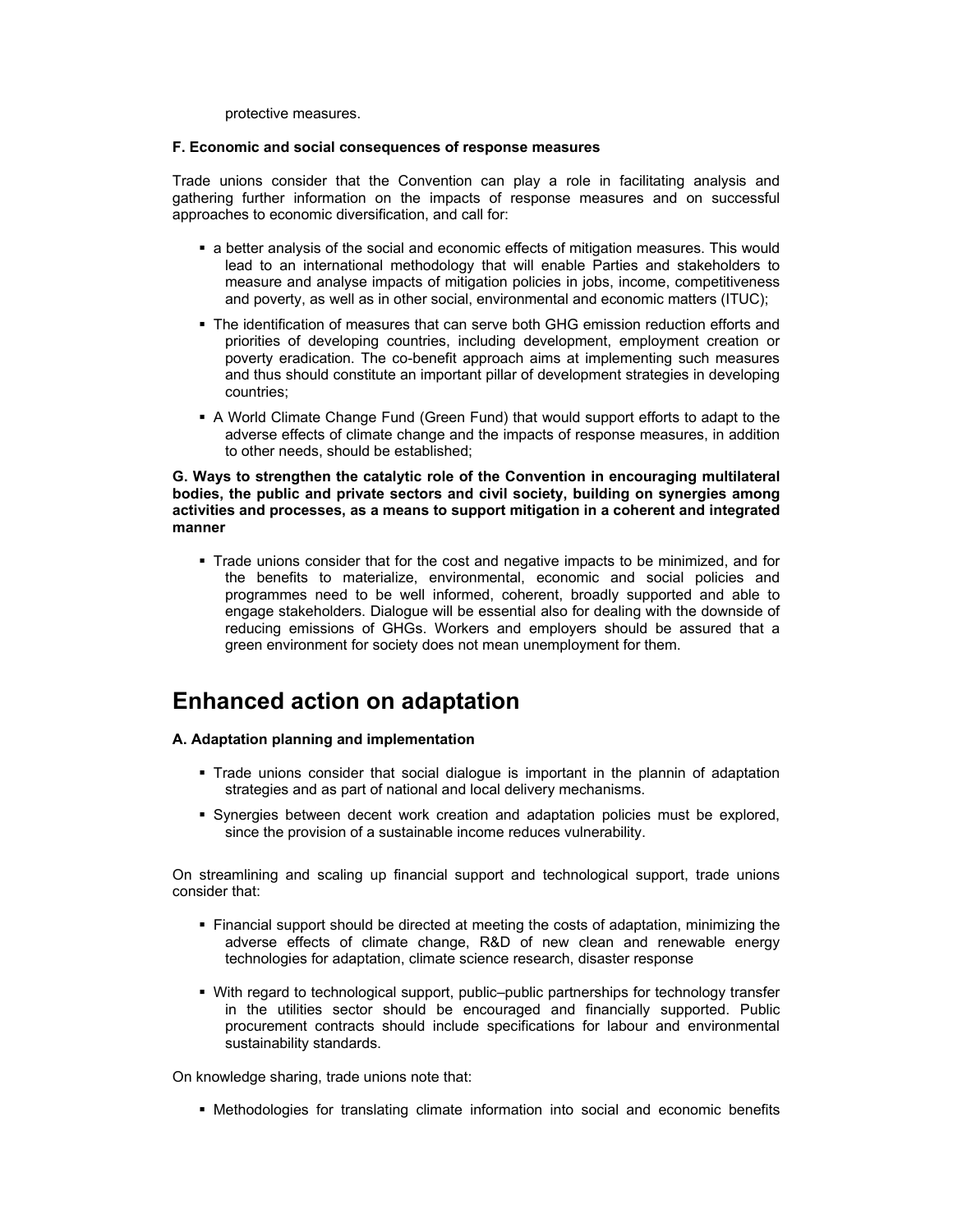protective measures.

**F. Economic and social consequences of response measures**

Trade unions consider that the Convention can play a role in facilitating analysis and gathering further information on the impacts of response measures and on successful approaches to economic diversification, and call for:

- a better analysis of the social and economic effects of mitigation measures. This would lead to an international methodology that will enable Parties and stakeholders to measure and analyse impacts of mitigation policies in jobs, income, competitiveness and poverty, as well as in other social, environmental and economic matters (ITUC);
- The identification of measures that can serve both GHG emission reduction efforts and priorities of developing countries, including development, employment creation or poverty eradication. The co-benefit approach aims at implementing such measures and thus should constitute an important pillar of development strategies in developing countries;
- A World Climate Change Fund (Green Fund) that would support efforts to adapt to the adverse effects of climate change and the impacts of response measures, in addition to other needs, should be established;

**G. Ways to strengthen the catalytic role of the Convention in encouraging multilateral bodies, the public and private sectors and civil society, building on synergies among activities and processes, as a means to support mitigation in a coherent and integrated manner**

- Trade unions consider that for the cost and negative impacts to be minimized, and for the benefits to materialize, environmental, economic and social policies and programmes need to be well informed, coherent, broadly supported and able to engage stakeholders. Dialogue will be essential also for dealing with the downside of reducing emissions of GHGs. Workers and employers should be assured that a green environment for society does not mean unemployment for them.

# Enhanced action on adaptation

**A. Adaptation planning and implementation**

- Trade unions consider that social dialogue is important in the plannin of adaptation strategies and as part of national and local delivery mechanisms.
- Synergies between decent work creation and adaptation policies must be explored, since the provision of a sustainable income reduces vulnerability.

On streamlining and scaling up financial support and technological support, trade unions consider that:

- Financial support should be directed at meeting the costs of adaptation, minimizing the adverse effects of climate change, R&D of new clean and renewable energy technologies for adaptation, climate science research, disaster response
- With regard to technological support, public–public partnerships for technology transfer in the utilities sector should be encouraged and financially supported. Public procurement contracts should include specifications for labour and environmental sustainability standards.

On knowledge sharing, trade unions note that:

- Methodologies for translating climate information into social and economic benefits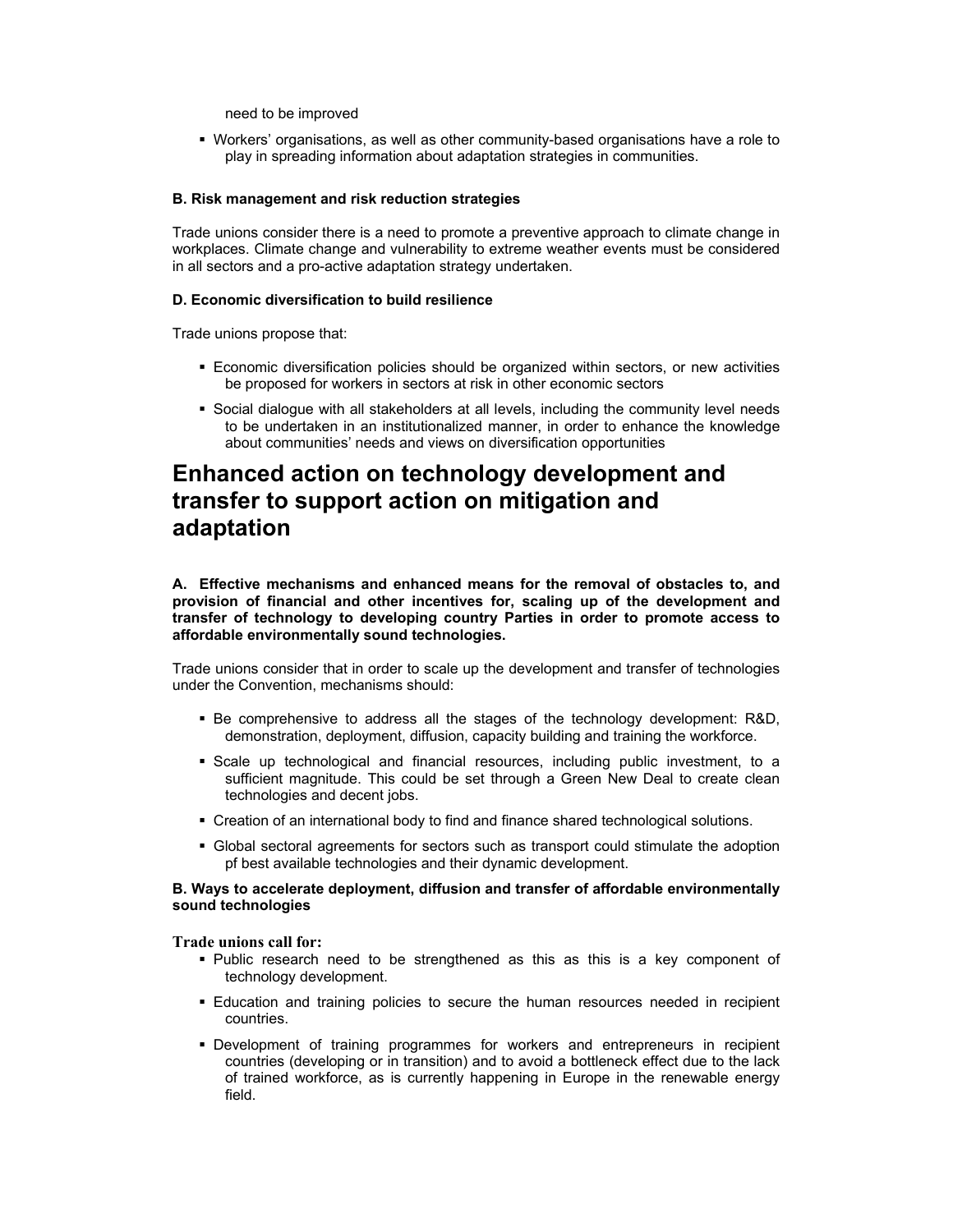need to be improved

- Workers' organisations, as well as other community-based organisations have a role to play in spreading information about adaptation strategies in communities.

**B. Risk management and risk reduction strategies**

Trade unions consider there is a need to promote a preventive approach to climate change in workplaces. Climate change and vulnerability to extreme weather events must be considered in all sectors and a pro-active adaptation strategy undertaken.

**D. Economic diversification to build resilience**

Trade unions propose that:

- Economic diversification policies should be organized within sectors, or new activities be proposed for workers in sectors at risk in other economic sectors
- Social dialogue with all stakeholders at all levels, including the community level needs to be undertaken in an institutionalized manner, in order to enhance the knowledge about communities' needs and views on diversification opportunities

# Enhanced action on technology development and transfer to support action on mitigation and adaptation

**A. Effective mechanisms and enhanced means for the removal of obstacles to, and provision of financial and other incentives for, scaling up of the development and transfer of technology to developing country Parties in order to promote access to affordable environmentally sound technologies.**

Trade unions consider that in order to scale up the development and transfer of technologies under the Convention, mechanisms should:

- Be comprehensive to address all the stages of the technology development: R&D, demonstration, deployment, diffusion, capacity building and training the workforce.
- Scale up technological and financial resources, including public investment, to a sufficient magnitude. This could be set through a Green New Deal to create clean technologies and decent jobs.
- Creation of an international body to find and finance shared technological solutions.
- Global sectoral agreements for sectors such as transport could stimulate the adoption pf best available technologies and their dynamic development.

**B. Ways to accelerate deployment, diffusion and transfer of affordable environmentally sound technologies**

**Trade unions call for:**

- Public research need to be strengthened as this as this is a key component of technology development.
- Education and training policies to secure the human resources needed in recipient countries.
- Development of training programmes for workers and entrepreneurs in recipient countries (developing or in transition) and to avoid a bottleneck effect due to the lack of trained workforce, as is currently happening in Europe in the renewable energy field.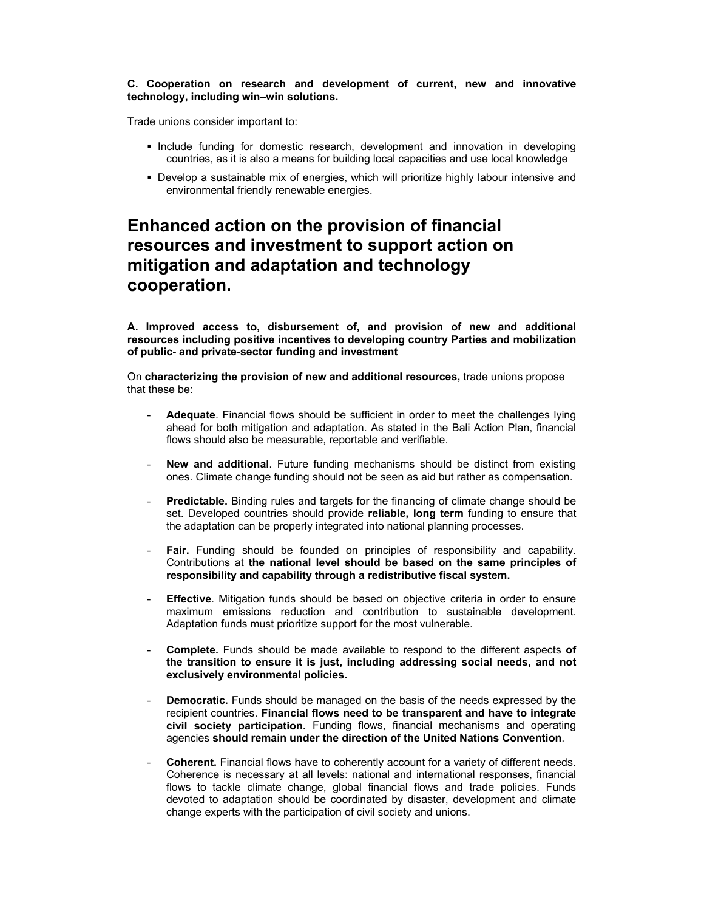**C. Cooperation on research and development of current, new and innovative technology, including win–win solutions.**

Trade unions consider important to:

- Include funding for domestic research, development and innovation in developing countries, as it is also a means for building local capacities and use local knowledge
- Develop a sustainable mix of energies, which will prioritize highly labour intensive and environmental friendly renewable energies.

# Enhanced action on the provision of financial resources and investment to support action on mitigation and adaptation and technology cooperation.

**A. Improved access to, disbursement of, and provision of new and additional resources including positive incentives to developing country Parties and mobilization of public- and private-sector funding and investment**

On **characterizing the provision of new and additional resources,** trade unions propose that these be:

- **Adequate**. Financial flows should be sufficient in order to meet the challenges lying ahead for both mitigation and adaptation. As stated in the Bali Action Plan, financial flows should also be measurable, reportable and verifiable.
- **New and additional**. Future funding mechanisms should be distinct from existing ones. Climate change funding should not be seen as aid but rather as compensation.
- **Predictable.** Binding rules and targets for the financing of climate change should be set. Developed countries should provide **reliable, long term** funding to ensure that the adaptation can be properly integrated into national planning processes.
- **Fair.** Funding should be founded on principles of responsibility and capability. Contributions at **the national level should be based on the same principles of responsibility and capability through a redistributive fiscal system.**
- **Effective**. Mitigation funds should be based on objective criteria in order to ensure maximum emissions reduction and contribution to sustainable development. Adaptation funds must prioritize support for the most vulnerable.
- **Complete.** Funds should be made available to respond to the different aspects **of the transition to ensure it is just, including addressing social needs, and not exclusively environmental policies.**
- **Democratic.** Funds should be managed on the basis of the needs expressed by the recipient countries. **Financial flows need to be transparent and have to integrate civil society participation.** Funding flows, financial mechanisms and operating agencies **should remain under the direction of the United Nations Convention**.
- **Coherent.** Financial flows have to coherently account for a variety of different needs. Coherence is necessary at all levels: national and international responses, financial flows to tackle climate change, global financial flows and trade policies. Funds devoted to adaptation should be coordinated by disaster, development and climate change experts with the participation of civil society and unions.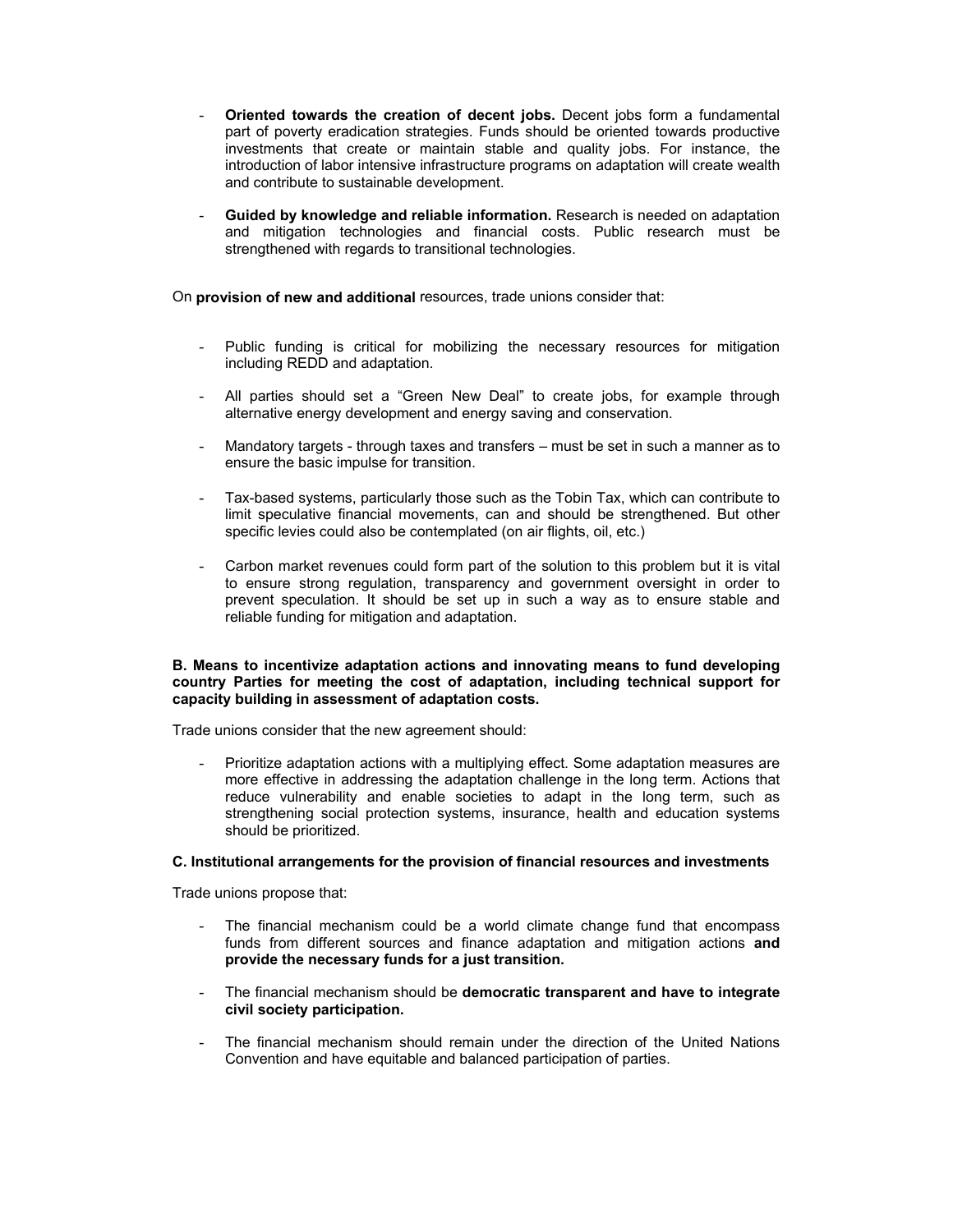- **Oriented towards the creation of decent jobs.** Decent jobs form a fundamental part of poverty eradication strategies. Funds should be oriented towards productive investments that create or maintain stable and quality jobs. For instance, the introduction of labor intensive infrastructure programs on adaptation will create wealth and contribute to sustainable development.

- **Guided by knowledge and reliable information.** Research is needed on adaptation and mitigation technologies and financial costs. Public research must be strengthened with regards to transitional technologies.

On **provision of new and additional** resources, trade unions consider that:

- Public funding is critical for mobilizing the necessary resources for mitigation including REDD and adaptation.

- All parties should set a "Green New Deal" to create jobs, for example through alternative energy development and energy saving and conservation.

- Mandatory targets - through taxes and transfers – must be set in such a manner as to ensure the basic impulse for transition.

- Tax-based systems, particularly those such as the Tobin Tax, which can contribute to limit speculative financial movements, can and should be strengthened. But other specific levies could also be contemplated (on air flights, oil, etc.)

- Carbon market revenues could form part of the solution to this problem but it is vital to ensure strong regulation, transparency and government oversight in order to prevent speculation. It should be set up in such a way as to ensure stable and reliable funding for mitigation and adaptation.

**B. Means to incentivize adaptation actions and innovating means to fund developing country Parties for meeting the cost of adaptation, including technical support for capacity building in assessment of adaptation costs.**

Trade unions consider that the new agreement should:

- Prioritize adaptation actions with a multiplying effect. Some adaptation measures are more effective in addressing the adaptation challenge in the long term. Actions that reduce vulnerability and enable societies to adapt in the long term, such as strengthening social protection systems, insurance, health and education systems should be prioritized.

**C. Institutional arrangements for the provision of financial resources and investments**

Trade unions propose that:

- The financial mechanism could be a world climate change fund that encompass funds from different sources and finance adaptation and mitigation actions **and provide the necessary funds for a just transition.**

- The financial mechanism should be **democratic transparent and have to integrate civil society participation.**

- The financial mechanism should remain under the direction of the United Nations Convention and have equitable and balanced participation of parties.